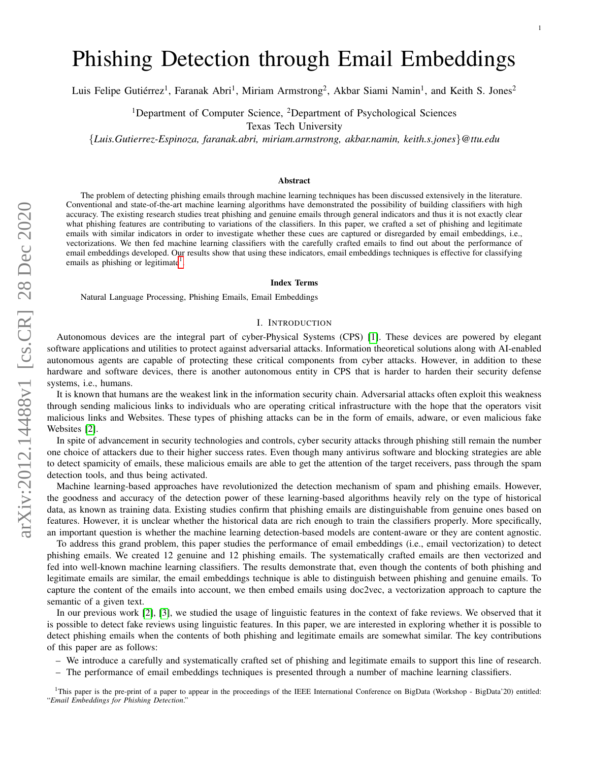# Phishing Detection through Email Embeddings

Luis Felipe Gutiérrez[1], Faranak Abri[1], Miriam Armstrong[2], Akbar Siami Namin[1], and Keith S. Jones[2]

[1]Department of Computer Science, [2]Department of Psychological Sciences
Texas Tech University
{*Luis.Gutierrez-Espinoza, faranak.abri, miriam.armstrong, akbar.namin, keith.s.jones*}*@ttu.edu*

### Abstract

The problem of detecting phishing emails through machine learning techniques has been discussed extensively in the literature. Conventional and state-of-the-art machine learning algorithms have demonstrated the possibility of building classifiers with high accuracy. The existing research studies treat phishing and genuine emails through general indicators and thus it is not exactly clear what phishing features are contributing to variations of the classifiers. In this paper, we crafted a set of phishing and legitimate emails with similar indicators in order to investigate whether these cues are captured or disregarded by email embeddings, i.e., vectorizations. We then fed machine learning classifiers with the carefully crafted emails to find out about the performance of email embeddings developed. Our results show that using these indicators, email embeddings techniques is effective for classifying emails as phishing or legitimate[1].

### Index Terms

Natural Language Processing, Phishing Emails, Email Embeddings

## I. Introduction

Autonomous devices are the integral part of cyber-Physical Systems (CPS) [1]. These devices are powered by elegant software applications and utilities to protect against adversarial attacks. Information theoretical solutions along with AI-enabled autonomous agents are capable of protecting these critical components from cyber attacks. However, in addition to these hardware and software devices, there is another autonomous entity in CPS that is harder to harden their security defense systems, i.e., humans.

It is known that humans are the weakest link in the information security chain. Adversarial attacks often exploit this weakness through sending malicious links to individuals who are operating critical infrastructure with the hope that the operators visit malicious links and Websites. These types of phishing attacks can be in the form of emails, adware, or even malicious fake Websites [2].

In spite of advancement in security technologies and controls, cyber security attacks through phishing still remain the number one choice of attackers due to their higher success rates. Even though many antivirus software and blocking strategies are able to detect spamicity of emails, these malicious emails are able to get the attention of the target receivers, pass through the spam detection tools, and thus being activated.

Machine learning-based approaches have revolutionized the detection mechanism of spam and phishing emails. However, the goodness and accuracy of the detection power of these learning-based algorithms heavily rely on the type of historical data, as known as training data. Existing studies confirm that phishing emails are distinguishable from genuine ones based on features. However, it is unclear whether the historical data are rich enough to train the classifiers properly. More specifically, an important question is whether the machine learning detection-based models are content-aware or they are content agnostic.

To address this grand problem, this paper studies the performance of email embeddings (i.e., email vectorization) to detect phishing emails. We created 12 genuine and 12 phishing emails. The systematically crafted emails are then vectorized and fed into well-known machine learning classifiers. The results demonstrate that, even though the contents of both phishing and legitimate emails are similar, the email embeddings technique is able to distinguish between phishing and genuine emails. To capture the content of the emails into account, we then embed emails using doc2vec, a vectorization approach to capture the semantic of a given text.

In our previous work [2], [3], we studied the usage of linguistic features in the context of fake reviews. We observed that it is possible to detect fake reviews using linguistic features. In this paper, we are interested in exploring whether it is possible to detect phishing emails when the contents of both phishing and legitimate emails are somewhat similar. The key contributions of this paper are as follows:

- We introduce a carefully and systematically crafted set of phishing and legitimate emails to support this line of research.
- The performance of email embeddings techniques is presented through a number of machine learning classifiers.

[1]This paper is the pre-print of a paper to appear in the proceedings of the IEEE International Conference on BigData (Workshop - BigData'20) entitled: "*Email Embeddings for Phishing Detection*."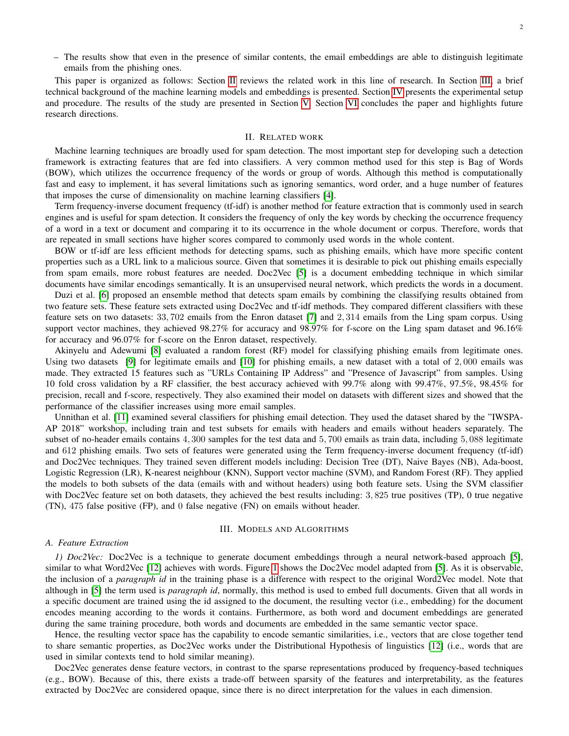– The results show that even in the presence of similar contents, the email embeddings are able to distinguish legitimate emails from the phishing ones.

This paper is organized as follows: Section II reviews the related work in this line of research. In Section III, a brief technical background of the machine learning models and embeddings is presented. Section IV presents the experimental setup and procedure. The results of the study are presented in Section V. Section VI concludes the paper and highlights future research directions.

## II. Related work

Machine learning techniques are broadly used for spam detection. The most important step for developing such a detection framework is extracting features that are fed into classifiers. A very common method used for this step is Bag of Words (BOW), which utilizes the occurrence frequency of the words or group of words. Although this method is computationally fast and easy to implement, it has several limitations such as ignoring semantics, word order, and a huge number of features that imposes the curse of dimensionality on machine learning classifiers [4].

Term frequency-inverse document frequency (tf-idf) is another method for feature extraction that is commonly used in search engines and is useful for spam detection. It considers the frequency of only the key words by checking the occurrence frequency of a word in a text or document and comparing it to its occurrence in the whole document or corpus. Therefore, words that are repeated in small sections have higher scores compared to commonly used words in the whole content.

BOW or tf-idf are less efficient methods for detecting spams, such as phishing emails, which have more specific content properties such as a URL link to a malicious source. Given that sometimes it is desirable to pick out phishing emails especially from spam emails, more robust features are needed. Doc2Vec [5] is a document embedding technique in which similar documents have similar encodings semantically. It is an unsupervised neural network, which predicts the words in a document.

Duzi et al. [6] proposed an ensemble method that detects spam emails by combining the classifying results obtained from two feature sets. These feature sets extracted using Doc2Vec and tf-idf methods. They compared different classifiers with these feature sets on two datasets: $33,702$ emails from the Enron dataset [7] and $2,314$ emails from the Ling spam corpus. Using support vector machines, they achieved 98.27% for accuracy and 98.97% for f-score on the Ling spam dataset and 96.16% for accuracy and 96.07% for f-score on the Enron dataset, respectively.

Akinyelu and Adewumi [8] evaluated a random forest (RF) model for classifying phishing emails from legitimate ones. Using two datasets [9] for legitimate emails and [10] for phishing emails, a new dataset with a total of $2,000$ emails was made. They extracted 15 features such as "URLs Containing IP Address" and "Presence of Javascript" from samples. Using 10 fold cross validation by a RF classifier, the best accuracy achieved with 99.7% along with 99.47%, 97.5%, 98.45% for precision, recall and f-score, respectively. They also examined their model on datasets with different sizes and showed that the performance of the classifier increases using more email samples.

Unnithan et al. [11] examined several classifiers for phishing email detection. They used the dataset shared by the "IWSPA-AP 2018" workshop, including train and test subsets for emails with headers and emails without headers separately. The subset of no-header emails contains $4,300$ samples for the test data and $5,700$ emails as train data, including $5,088$ legitimate and 612 phishing emails. Two sets of features were generated using the Term frequency-inverse document frequency (tf-idf) and Doc2Vec techniques. They trained seven different models including: Decision Tree (DT), Naive Bayes (NB), Ada-boost, Logistic Regression (LR), K-nearest neighbour (KNN), Support vector machine (SVM), and Random Forest (RF). They applied the models to both subsets of the data (emails with and without headers) using both feature sets. Using the SVM classifier with Doc2Vec feature set on both datasets, they achieved the best results including: $3,825$ true positives (TP), 0 true negative (TN), 475 false positive (FP), and 0 false negative (FN) on emails without header.

## III. Models and Algorithms

### A. Feature Extraction

*1) Doc2Vec:* Doc2Vec is a technique to generate document embeddings through a neural network-based approach [5], similar to what Word2Vec [12] achieves with words. Figure 1 shows the Doc2Vec model adapted from [5]. As it is observable, the inclusion of a *paragraph id* in the training phase is a difference with respect to the original Word2Vec model. Note that although in [5] the term used is *paragraph id*, normally, this method is used to embed full documents. Given that all words in a specific document are trained using the id assigned to the document, the resulting vector (i.e., embedding) for the document encodes meaning according to the words it contains. Furthermore, as both word and document embeddings are generated during the same training procedure, both words and documents are embedded in the same semantic vector space.

Hence, the resulting vector space has the capability to encode semantic similarities, i.e., vectors that are close together tend to share semantic properties, as Doc2Vec works under the Distributional Hypothesis of linguistics [12] (i.e., words that are used in similar contexts tend to hold similar meaning).

Doc2Vec generates dense feature vectors, in contrast to the sparse representations produced by frequency-based techniques (e.g., BOW). Because of this, there exists a trade-off between sparsity of the features and interpretability, as the features extracted by Doc2Vec are considered opaque, since there is no direct interpretation for the values in each dimension.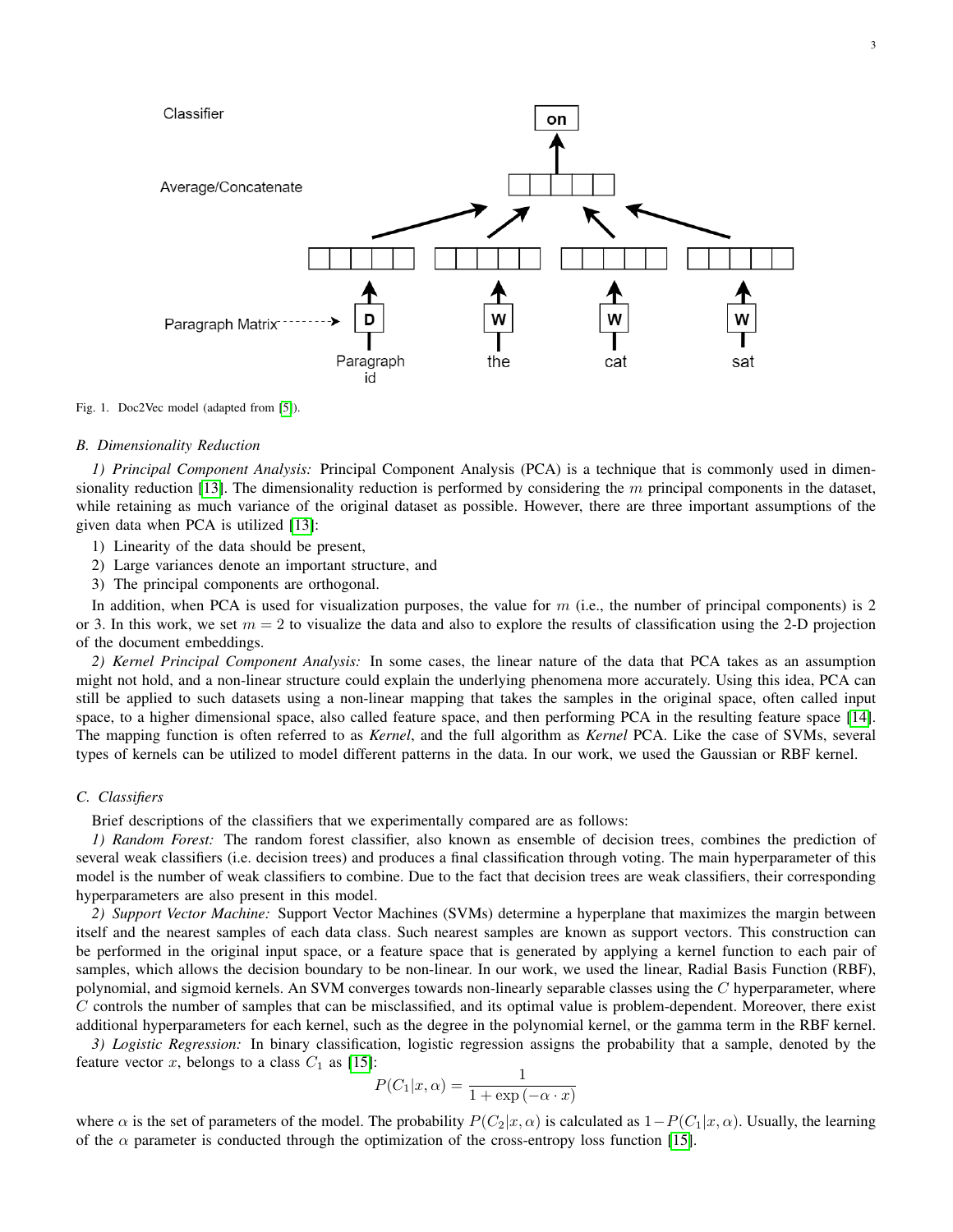Fig. 1. Doc2Vec model (adapted from [5]).

### B. Dimensionality Reduction

*1) Principal Component Analysis:* Principal Component Analysis (PCA) is a technique that is commonly used in dimensionality reduction [13]. The dimensionality reduction is performed by considering the $m$ principal components in the dataset, while retaining as much variance of the original dataset as possible. However, there are three important assumptions of the given data when PCA is utilized [13]:

1) Linearity of the data should be present,
2) Large variances denote an important structure, and
3) The principal components are orthogonal.

In addition, when PCA is used for visualization purposes, the value for $m$ (i.e., the number of principal components) is 2 or 3. In this work, we set $m = 2$ to visualize the data and also to explore the results of classification using the 2-D projection of the document embeddings.

*2) Kernel Principal Component Analysis:* In some cases, the linear nature of the data that PCA takes as an assumption might not hold, and a non-linear structure could explain the underlying phenomena more accurately. Using this idea, PCA can still be applied to such datasets using a non-linear mapping that takes the samples in the original space, often called input space, to a higher dimensional space, also called feature space, and then performing PCA in the resulting feature space [14]. The mapping function is often referred to as *Kernel*, and the full algorithm as *Kernel* PCA. Like the case of SVMs, several types of kernels can be utilized to model different patterns in the data. In our work, we used the Gaussian or RBF kernel.

### C. Classifiers

Brief descriptions of the classifiers that we experimentally compared are as follows:

*1) Random Forest:* The random forest classifier, also known as ensemble of decision trees, combines the prediction of several weak classifiers (i.e. decision trees) and produces a final classification through voting. The main hyperparameter of this model is the number of weak classifiers to combine. Due to the fact that decision trees are weak classifiers, their corresponding hyperparameters are also present in this model.

*2) Support Vector Machine:* Support Vector Machines (SVMs) determine a hyperplane that maximizes the margin between itself and the nearest samples of each data class. Such nearest samples are known as support vectors. This construction can be performed in the original input space, or a feature space that is generated by applying a kernel function to each pair of samples, which allows the decision boundary to be non-linear. In our work, we used the linear, Radial Basis Function (RBF), polynomial, and sigmoid kernels. An SVM converges towards non-linearly separable classes using the $C$ hyperparameter, where $C$ controls the number of samples that can be misclassified, and its optimal value is problem-dependent. Moreover, there exist additional hyperparameters for each kernel, such as the degree in the polynomial kernel, or the gamma term in the RBF kernel.

*3) Logistic Regression:* In binary classification, logistic regression assigns the probability that a sample, denoted by the feature vector $x$, belongs to a class $C_1$ as [15]:

$$P(C_1|x, \alpha) = \frac{1}{1 + \exp(-\alpha \cdot x)}$$

where $\alpha$ is the set of parameters of the model. The probability $P(C_2|x, \alpha)$ is calculated as $1 - P(C_1|x, \alpha)$. Usually, the learning of the $\alpha$ parameter is conducted through the optimization of the cross-entropy loss function [15].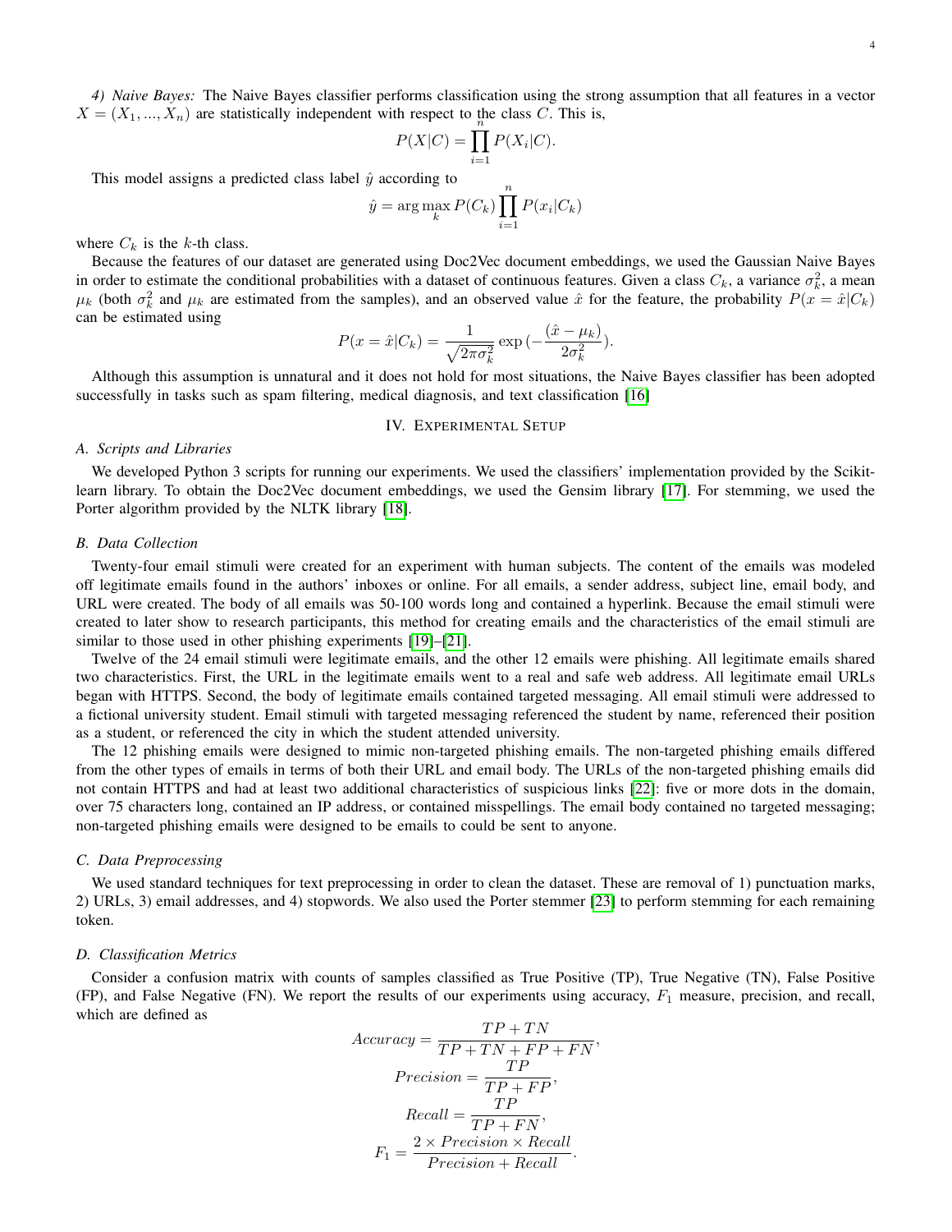*4) Naive Bayes:* The Naive Bayes classifier performs classification using the strong assumption that all features in a vector $X = (X_1, ..., X_n)$ are statistically independent with respect to the class $C$. This is,

$$P(X|C) = \prod_{i=1}^{n} P(X_i|C).$$

This model assigns a predicted class label $\hat{y}$ according to

$$\hat{y} = \arg\max_k P(C_k) \prod_{i=1}^{n} P(x_i|C_k)$$

where $C_k$ is the $k$-th class.

Because the features of our dataset are generated using Doc2Vec document embeddings, we used the Gaussian Naive Bayes in order to estimate the conditional probabilities with a dataset of continuous features. Given a class $C_k$, a variance $\sigma_k^2$, a mean $\mu_k$ (both $\sigma_k^2$ and $\mu_k$ are estimated from the samples), and an observed value $\hat{x}$ for the feature, the probability $P(x = \hat{x}|C_k)$ can be estimated using

$$P(x = \hat{x}|C_k) = \frac{1}{\sqrt{2\pi\sigma_k^2}} \exp{(-\frac{(\hat{x} - \mu_k)}{2\sigma_k^2})}.$$

Although this assumption is unnatural and it does not hold for most situations, the Naive Bayes classifier has been adopted successfully in tasks such as spam filtering, medical diagnosis, and text classification [16]

## IV. Experimental Setup

### A. Scripts and Libraries

We developed Python 3 scripts for running our experiments. We used the classifiers' implementation provided by the Scikit-learn library. To obtain the Doc2Vec document embeddings, we used the Gensim library [17]. For stemming, we used the Porter algorithm provided by the NLTK library [18].

### B. Data Collection

Twenty-four email stimuli were created for an experiment with human subjects. The content of the emails was modeled off legitimate emails found in the authors' inboxes or online. For all emails, a sender address, subject line, email body, and URL were created. The body of all emails was 50-100 words long and contained a hyperlink. Because the email stimuli were created to later show to research participants, this method for creating emails and the characteristics of the email stimuli are similar to those used in other phishing experiments [19]–[21].

Twelve of the 24 email stimuli were legitimate emails, and the other 12 emails were phishing. All legitimate emails shared two characteristics. First, the URL in the legitimate emails went to a real and safe web address. All legitimate email URLs began with HTTPS. Second, the body of legitimate emails contained targeted messaging. All email stimuli were addressed to a fictional university student. Email stimuli with targeted messaging referenced the student by name, referenced their position as a student, or referenced the city in which the student attended university.

The 12 phishing emails were designed to mimic non-targeted phishing emails. The non-targeted phishing emails differed from the other types of emails in terms of both their URL and email body. The URLs of the non-targeted phishing emails did not contain HTTPS and had at least two additional characteristics of suspicious links [22]: five or more dots in the domain, over 75 characters long, contained an IP address, or contained misspellings. The email body contained no targeted messaging; non-targeted phishing emails were designed to be emails to could be sent to anyone.

### C. Data Preprocessing

We used standard techniques for text preprocessing in order to clean the dataset. These are removal of 1) punctuation marks, 2) URLs, 3) email addresses, and 4) stopwords. We also used the Porter stemmer [23] to perform stemming for each remaining token.

### D. Classification Metrics

Consider a confusion matrix with counts of samples classified as True Positive (TP), True Negative (TN), False Positive (FP), and False Negative (FN). We report the results of our experiments using accuracy, $F_1$ measure, precision, and recall, which are defined as

$$Accuracy = \frac{TP + TN}{TP + TN + FP + FN},$$

$$Precision = \frac{TP}{TP + FP},$$

$$Recall = \frac{TP}{TP + FN},$$

$$F_1 = \frac{2 \times Precision \times Recall}{Precision + Recall}.$$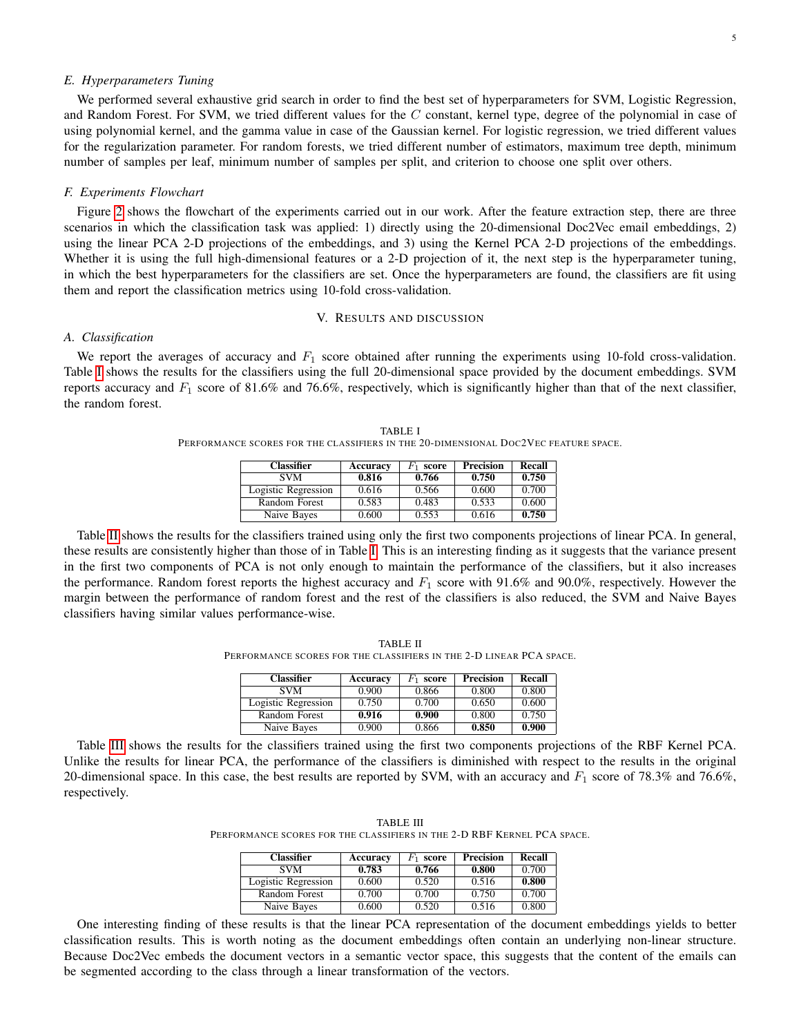### E. Hyperparameters Tuning

We performed several exhaustive grid search in order to find the best set of hyperparameters for SVM, Logistic Regression, and Random Forest. For SVM, we tried different values for the $C$ constant, kernel type, degree of the polynomial in case of using polynomial kernel, and the gamma value in case of the Gaussian kernel. For logistic regression, we tried different values for the regularization parameter. For random forests, we tried different number of estimators, maximum tree depth, minimum number of samples per leaf, minimum number of samples per split, and criterion to choose one split over others.

### F. Experiments Flowchart

Figure 2 shows the flowchart of the experiments carried out in our work. After the feature extraction step, there are three scenarios in which the classification task was applied: 1) directly using the 20-dimensional Doc2Vec email embeddings, 2) using the linear PCA 2-D projections of the embeddings, and 3) using the Kernel PCA 2-D projections of the embeddings. Whether it is using the full high-dimensional features or a 2-D projection of it, the next step is the hyperparameter tuning, in which the best hyperparameters for the classifiers are set. Once the hyperparameters are found, the classifiers are fit using them and report the classification metrics using 10-fold cross-validation.

## V. Results and Discussion

### A. Classification

We report the averages of accuracy and $F_1$ score obtained after running the experiments using 10-fold cross-validation. Table I shows the results for the classifiers using the full 20-dimensional space provided by the document embeddings. SVM reports accuracy and $F_1$ score of 81.6% and 76.6%, respectively, which is significantly higher than that of the next classifier, the random forest.

TABLE I
Performance scores for the classifiers in the 20-dimensional Doc2Vec feature space.

| Classifier | Accuracy | $F_1$ score | Precision | Recall |
|---|---|---|---|---|
| SVM | **0.816** | **0.766** | **0.750** | **0.750** |
| Logistic Regression | 0.616 | 0.566 | 0.600 | 0.700 |
| Random Forest | 0.583 | 0.483 | 0.533 | 0.600 |
| Naive Bayes | 0.600 | 0.553 | 0.616 | **0.750** |

Table II shows the results for the classifiers trained using only the first two components projections of linear PCA. In general, these results are consistently higher than those of in Table I. This is an interesting finding as it suggests that the variance present in the first two components of PCA is not only enough to maintain the performance of the classifiers, but it also increases the performance. Random forest reports the highest accuracy and $F_1$ score with 91.6% and 90.0%, respectively. However the margin between the performance of random forest and the rest of the classifiers is also reduced, the SVM and Naive Bayes classifiers having similar values performance-wise.

TABLE II
Performance scores for the classifiers in the 2-D linear PCA space.

| Classifier | Accuracy | $F_1$ score | Precision | Recall |
|---|---|---|---|---|
| SVM | 0.900 | 0.866 | 0.800 | 0.800 |
| Logistic Regression | 0.750 | 0.700 | 0.650 | 0.600 |
| Random Forest | **0.916** | **0.900** | 0.800 | 0.750 |
| Naive Bayes | 0.900 | 0.866 | **0.850** | **0.900** |

Table III shows the results for the classifiers trained using the first two components projections of the RBF Kernel PCA. Unlike the results for linear PCA, the performance of the classifiers is diminished with respect to the results in the original 20-dimensional space. In this case, the best results are reported by SVM, with an accuracy and $F_1$ score of 78.3% and 76.6%, respectively.

TABLE III
Performance scores for the classifiers in the 2-D RBF Kernel PCA space.

| Classifier | Accuracy | $F_1$ score | Precision | Recall |
|---|---|---|---|---|
| SVM | **0.783** | **0.766** | **0.800** | 0.700 |
| Logistic Regression | 0.600 | 0.520 | 0.516 | **0.800** |
| Random Forest | 0.700 | 0.700 | 0.750 | 0.700 |
| Naive Bayes | 0.600 | 0.520 | 0.516 | 0.800 |

One interesting finding of these results is that the linear PCA representation of the document embeddings yields to better classification results. This is worth noting as the document embeddings often contain an underlying non-linear structure. Because Doc2Vec embeds the document vectors in a semantic vector space, this suggests that the content of the emails can be segmented according to the class through a linear transformation of the vectors.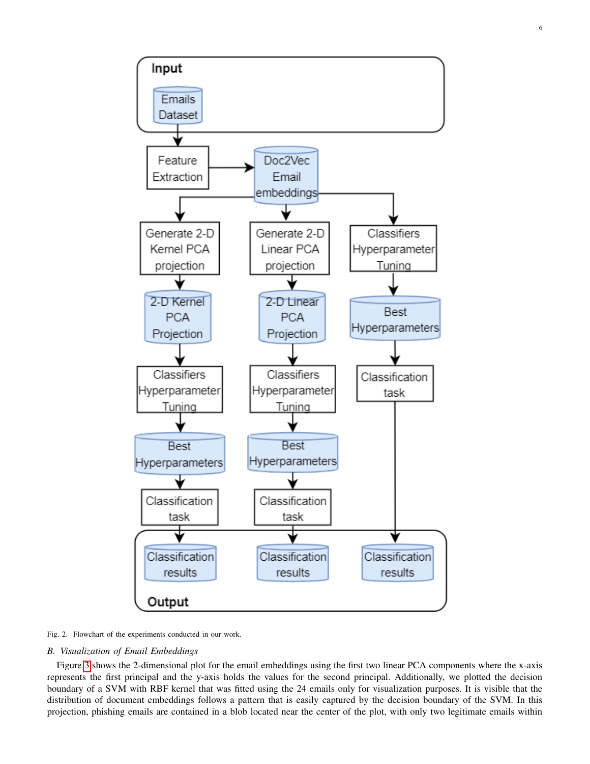Fig. 2. Flowchart of the experiments conducted in our work.

### *B. Visualization of Email Embeddings*

Figure 3 shows the 2-dimensional plot for the email embeddings using the first two linear PCA components where the x-axis represents the first principal and the y-axis holds the values for the second principal. Additionally, we plotted the decision boundary of a SVM with RBF kernel that was fitted using the 24 emails only for visualization purposes. It is visible that the distribution of document embeddings follows a pattern that is easily captured by the decision boundary of the SVM. In this projection, phishing emails are contained in a blob located near the center of the plot, with only two legitimate emails within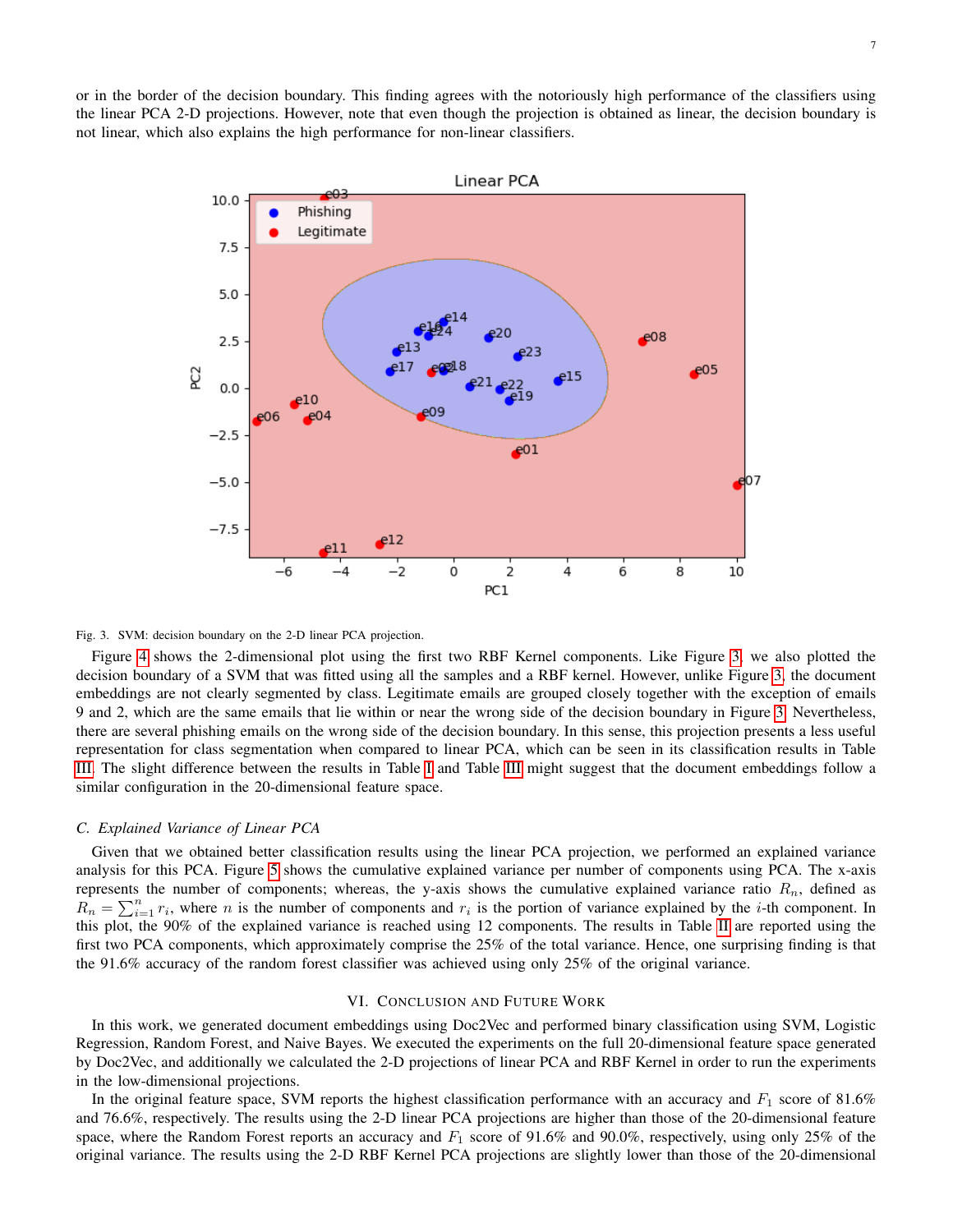or in the border of the decision boundary. This finding agrees with the notoriously high performance of the classifiers using the linear PCA 2-D projections. However, note that even though the projection is obtained as linear, the decision boundary is not linear, which also explains the high performance for non-linear classifiers.

Fig. 3. SVM: decision boundary on the 2-D linear PCA projection.

Figure 4 shows the 2-dimensional plot using the first two RBF Kernel components. Like Figure 3, we also plotted the decision boundary of a SVM that was fitted using all the samples and a RBF kernel. However, unlike Figure 3, the document embeddings are not clearly segmented by class. Legitimate emails are grouped closely together with the exception of emails 9 and 2, which are the same emails that lie within or near the wrong side of the decision boundary in Figure 3. Nevertheless, there are several phishing emails on the wrong side of the decision boundary. In this sense, this projection presents a less useful representation for class segmentation when compared to linear PCA, which can be seen in its classification results in Table III. The slight difference between the results in Table I and Table III might suggest that the document embeddings follow a similar configuration in the 20-dimensional feature space.

### C. Explained Variance of Linear PCA

Given that we obtained better classification results using the linear PCA projection, we performed an explained variance analysis for this PCA. Figure 5 shows the cumulative explained variance per number of components using PCA. The x-axis represents the number of components; whereas, the y-axis shows the cumulative explained variance ratio $R_n$, defined as $R_n = \sum_{i=1}^{n} r_i$, where $n$ is the number of components and $r_i$ is the portion of variance explained by the $i$-th component. In this plot, the 90% of the explained variance is reached using 12 components. The results in Table II are reported using the first two PCA components, which approximately comprise the 25% of the total variance. Hence, one surprising finding is that the 91.6% accuracy of the random forest classifier was achieved using only 25% of the original variance.

## VI. Conclusion and Future Work

In this work, we generated document embeddings using Doc2Vec and performed binary classification using SVM, Logistic Regression, Random Forest, and Naive Bayes. We executed the experiments on the full 20-dimensional feature space generated by Doc2Vec, and additionally we calculated the 2-D projections of linear PCA and RBF Kernel in order to run the experiments in the low-dimensional projections.

In the original feature space, SVM reports the highest classification performance with an accuracy and $F_1$ score of 81.6% and 76.6%, respectively. The results using the 2-D linear PCA projections are higher than those of the 20-dimensional feature space, where the Random Forest reports an accuracy and $F_1$ score of 91.6% and 90.0%, respectively, using only 25% of the original variance. The results using the 2-D RBF Kernel PCA projections are slightly lower than those of the 20-dimensional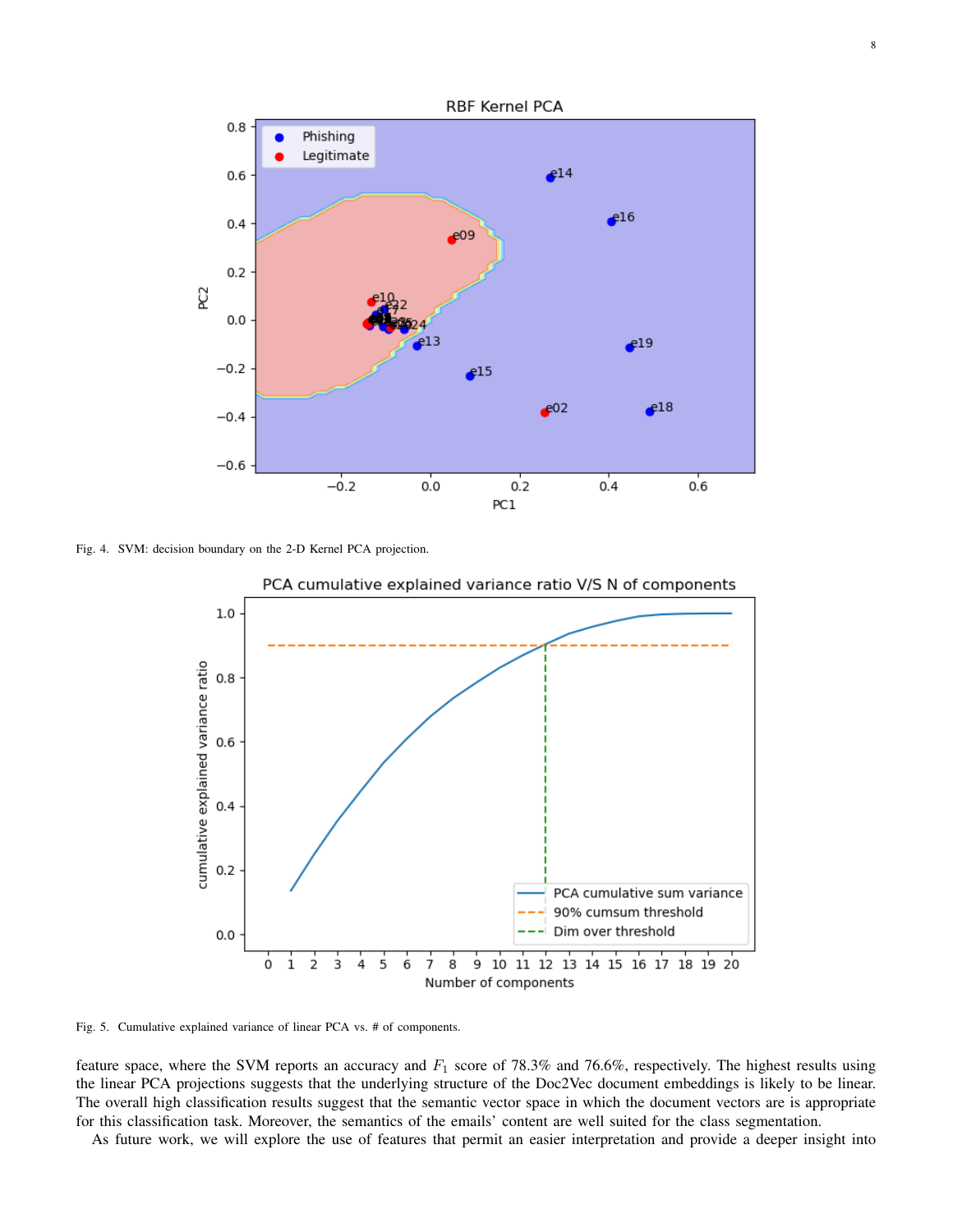Fig. 4. SVM: decision boundary on the 2-D Kernel PCA projection.

Fig. 5. Cumulative explained variance of linear PCA vs. # of components.

feature space, where the SVM reports an accuracy and $F_1$ score of 78.3% and 76.6%, respectively. The highest results using the linear PCA projections suggests that the underlying structure of the Doc2Vec document embeddings is likely to be linear. The overall high classification results suggest that the semantic vector space in which the document vectors are is appropriate for this classification task. Moreover, the semantics of the emails' content are well suited for the class segmentation.

As future work, we will explore the use of features that permit an easier interpretation and provide a deeper insight into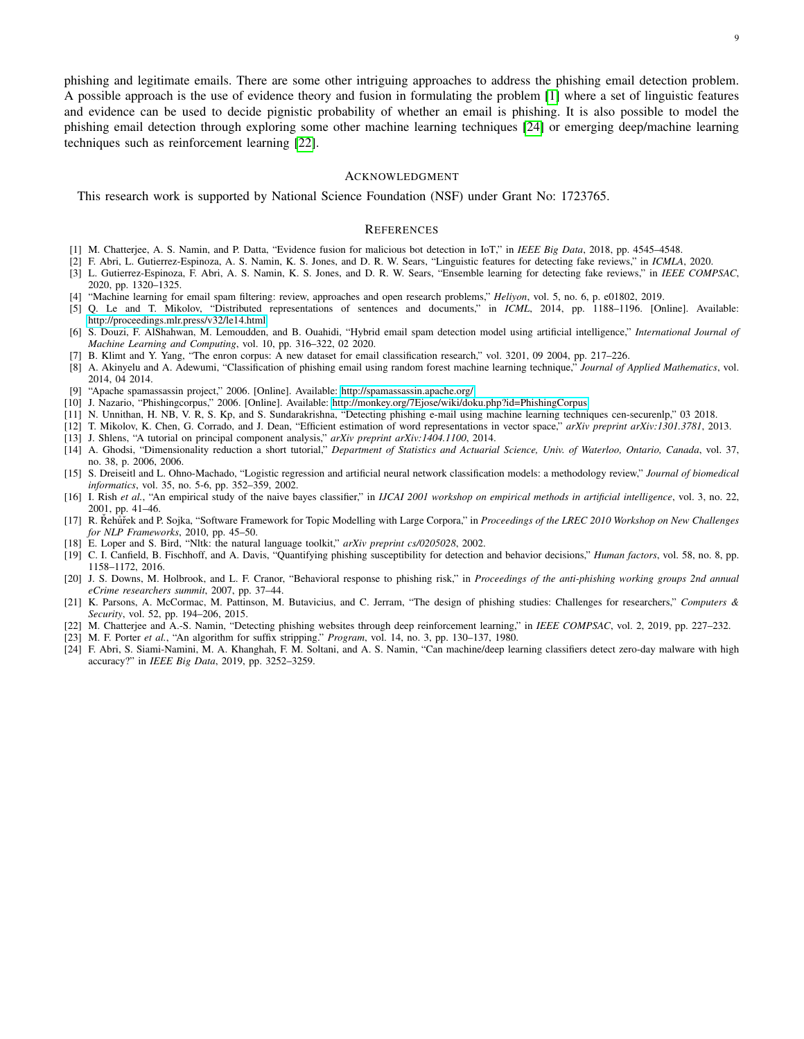phishing and legitimate emails. There are some other intriguing approaches to address the phishing email detection problem. A possible approach is the use of evidence theory and fusion in formulating the problem [1] where a set of linguistic features and evidence can be used to decide pignistic probability of whether an email is phishing. It is also possible to model the phishing email detection through exploring some other machine learning techniques [24] or emerging deep/machine learning techniques such as reinforcement learning [22].

## Acknowledgment

This research work is supported by National Science Foundation (NSF) under Grant No: 1723765.

## References

[1] M. Chatterjee, A. S. Namin, and P. Datta, "Evidence fusion for malicious bot detection in IoT," in *IEEE Big Data*, 2018, pp. 4545–4548.

[2] F. Abri, L. Gutierrez-Espinoza, A. S. Namin, K. S. Jones, and D. R. W. Sears, "Linguistic features for detecting fake reviews," in *ICMLA*, 2020.

[3] L. Gutierrez-Espinoza, F. Abri, A. S. Namin, K. S. Jones, and D. R. W. Sears, "Ensemble learning for detecting fake reviews," in *IEEE COMPSAC*, 2020, pp. 1320–1325.

[4] "Machine learning for email spam filtering: review, approaches and open research problems," *Heliyon*, vol. 5, no. 6, p. e01802, 2019.

[5] Q. Le and T. Mikolov, "Distributed representations of sentences and documents," in *ICML*, 2014, pp. 1188–1196. [Online]. Available: http://proceedings.mlr.press/v32/le14.html

[6] S. Douzi, F. AlShahwan, M. Lemoudden, and B. Ouahidi, "Hybrid email spam detection model using artificial intelligence," *International Journal of Machine Learning and Computing*, vol. 10, pp. 316–322, 02 2020.

[7] B. Klimt and Y. Yang, "The enron corpus: A new dataset for email classification research," vol. 3201, 09 2004, pp. 217–226.

[8] A. Akinyelu and A. Adewumi, "Classification of phishing email using random forest machine learning technique," *Journal of Applied Mathematics*, vol. 2014, 04 2014.

[9] "Apache spamassassin project," 2006. [Online]. Available: http://spamassassin.apache.org/

[10] J. Nazario, "Phishingcorpus," 2006. [Online]. Available: http://monkey.org/7Ejose/wiki/doku.php?id=PhishingCorpus

[11] N. Unnithan, H. NB, V. R, S. Kp, and S. Sundarakrishna, "Detecting phishing e-mail using machine learning techniques cen-securenlp," 03 2018.

[12] T. Mikolov, K. Chen, G. Corrado, and J. Dean, "Efficient estimation of word representations in vector space," *arXiv preprint arXiv:1301.3781*, 2013.

[13] J. Shlens, "A tutorial on principal component analysis," *arXiv preprint arXiv:1404.1100*, 2014.

[14] A. Ghodsi, "Dimensionality reduction a short tutorial," *Department of Statistics and Actuarial Science, Univ. of Waterloo, Ontario, Canada*, vol. 37, no. 38, p. 2006, 2006.

[15] S. Dreiseitl and L. Ohno-Machado, "Logistic regression and artificial neural network classification models: a methodology review," *Journal of biomedical informatics*, vol. 35, no. 5-6, pp. 352–359, 2002.

[16] I. Rish *et al.*, "An empirical study of the naive bayes classifier," in *IJCAI 2001 workshop on empirical methods in artificial intelligence*, vol. 3, no. 22, 2001, pp. 41–46.

[17] R. Řehůřek and P. Sojka, "Software Framework for Topic Modelling with Large Corpora," in *Proceedings of the LREC 2010 Workshop on New Challenges for NLP Frameworks*, 2010, pp. 45–50.

[18] E. Loper and S. Bird, "Nltk: the natural language toolkit," *arXiv preprint cs/0205028*, 2002.

[19] C. I. Canfield, B. Fischhoff, and A. Davis, "Quantifying phishing susceptibility for detection and behavior decisions," *Human factors*, vol. 58, no. 8, pp. 1158–1172, 2016.

[20] J. S. Downs, M. Holbrook, and L. F. Cranor, "Behavioral response to phishing risk," in *Proceedings of the anti-phishing working groups 2nd annual eCrime researchers summit*, 2007, pp. 37–44.

[21] K. Parsons, A. McCormac, M. Pattinson, M. Butavicius, and C. Jerram, "The design of phishing studies: Challenges for researchers," *Computers & Security*, vol. 52, pp. 194–206, 2015.

[22] M. Chatterjee and A.-S. Namin, "Detecting phishing websites through deep reinforcement learning," in *IEEE COMPSAC*, vol. 2, 2019, pp. 227–232.

[23] M. F. Porter *et al.*, "An algorithm for suffix stripping." *Program*, vol. 14, no. 3, pp. 130–137, 1980.

[24] F. Abri, S. Siami-Namini, M. A. Khanghah, F. M. Soltani, and A. S. Namin, "Can machine/deep learning classifiers detect zero-day malware with high accuracy?" in *IEEE Big Data*, 2019, pp. 3252–3259.